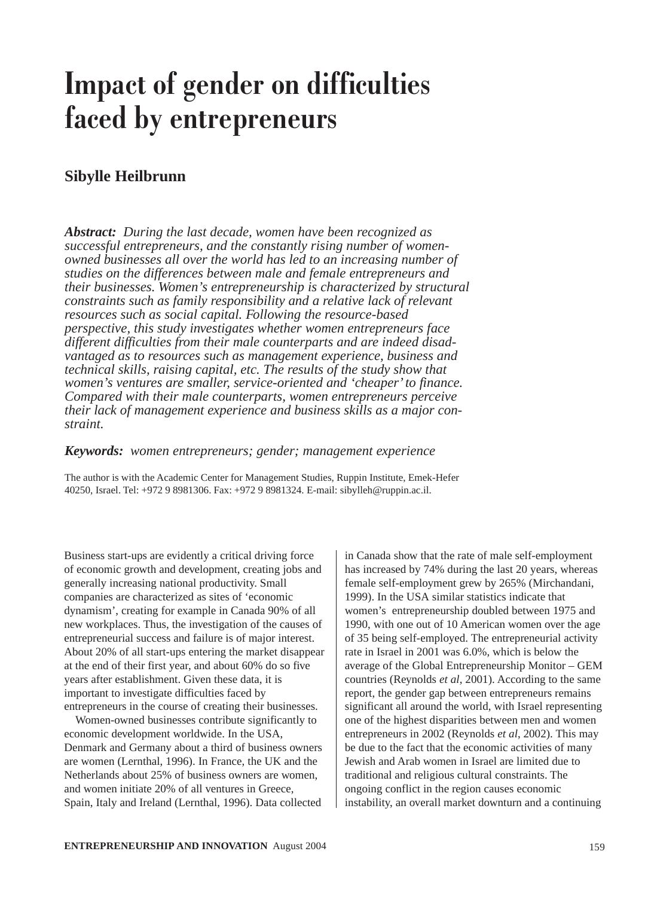# Impact of gender on difficulties faced by entrepreneurs

## Sibylle Heilbrunn

***Abstract:*** *During the last decade, women have been recognized as successful entrepreneurs, and the constantly rising number of women-owned businesses all over the world has led to an increasing number of studies on the differences between male and female entrepreneurs and their businesses. Women's entrepreneurship is characterized by structural constraints such as family responsibility and a relative lack of relevant resources such as social capital. Following the resource-based perspective, this study investigates whether women entrepreneurs face different difficulties from their male counterparts and are indeed disadvantaged as to resources such as management experience, business and technical skills, raising capital, etc. The results of the study show that women's ventures are smaller, service-oriented and 'cheaper' to finance. Compared with their male counterparts, women entrepreneurs perceive their lack of management experience and business skills as a major constraint.*

***Keywords:*** *women entrepreneurs; gender; management experience*

The author is with the Academic Center for Management Studies, Ruppin Institute, Emek-Hefer 40250, Israel. Tel: +972 9 8981306. Fax: +972 9 8981324. E-mail: sibylleh@ruppin.ac.il.

Business start-ups are evidently a critical driving force of economic growth and development, creating jobs and generally increasing national productivity. Small companies are characterized as sites of 'economic dynamism', creating for example in Canada 90% of all new workplaces. Thus, the investigation of the causes of entrepreneurial success and failure is of major interest. About 20% of all start-ups entering the market disappear at the end of their first year, and about 60% do so five years after establishment. Given these data, it is important to investigate difficulties faced by entrepreneurs in the course of creating their businesses.

Women-owned businesses contribute significantly to economic development worldwide. In the USA, Denmark and Germany about a third of business owners are women (Lernthal, 1996). In France, the UK and the Netherlands about 25% of business owners are women, and women initiate 20% of all ventures in Greece, Spain, Italy and Ireland (Lernthal, 1996). Data collected in Canada show that the rate of male self-employment has increased by 74% during the last 20 years, whereas female self-employment grew by 265% (Mirchandani, 1999). In the USA similar statistics indicate that women's entrepreneurship doubled between 1975 and 1990, with one out of 10 American women over the age of 35 being self-employed. The entrepreneurial activity rate in Israel in 2001 was 6.0%, which is below the average of the Global Entrepreneurship Monitor – GEM countries (Reynolds *et al*, 2001). According to the same report, the gender gap between entrepreneurs remains significant all around the world, with Israel representing one of the highest disparities between men and women entrepreneurs in 2002 (Reynolds *et al*, 2002). This may be due to the fact that the economic activities of many Jewish and Arab women in Israel are limited due to traditional and religious cultural constraints. The ongoing conflict in the region causes economic instability, an overall market downturn and a continuing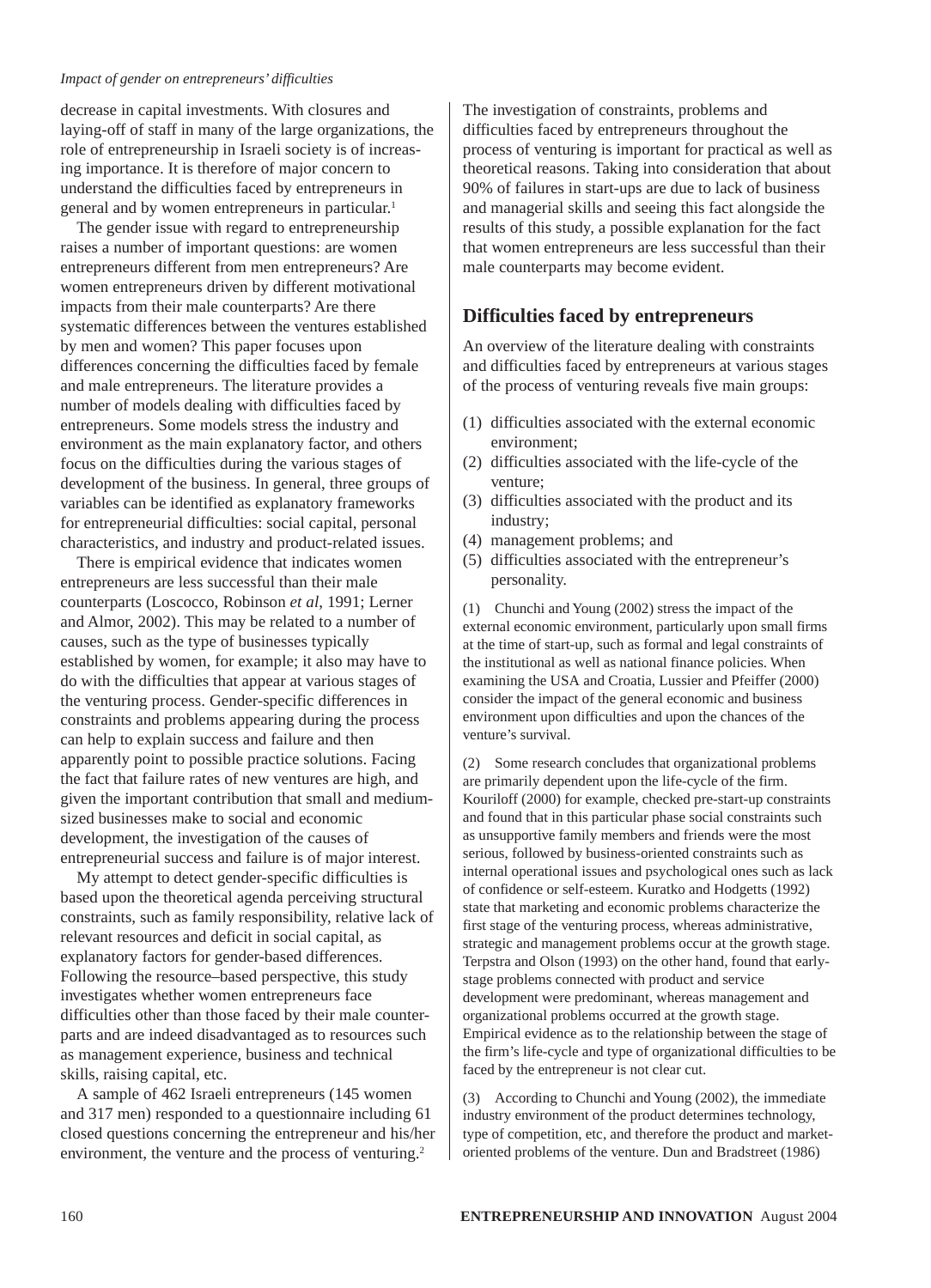decrease in capital investments. With closures and laying-off of staff in many of the large organizations, the role of entrepreneurship in Israeli society is of increasing importance. It is therefore of major concern to understand the difficulties faced by entrepreneurs in general and by women entrepreneurs in particular.[1]

The gender issue with regard to entrepreneurship raises a number of important questions: are women entrepreneurs different from men entrepreneurs? Are women entrepreneurs driven by different motivational impacts from their male counterparts? Are there systematic differences between the ventures established by men and women? This paper focuses upon differences concerning the difficulties faced by female and male entrepreneurs. The literature provides a number of models dealing with difficulties faced by entrepreneurs. Some models stress the industry and environment as the main explanatory factor, and others focus on the difficulties during the various stages of development of the business. In general, three groups of variables can be identified as explanatory frameworks for entrepreneurial difficulties: social capital, personal characteristics, and industry and product-related issues.

There is empirical evidence that indicates women entrepreneurs are less successful than their male counterparts (Loscocco, Robinson *et al*, 1991; Lerner and Almor, 2002). This may be related to a number of causes, such as the type of businesses typically established by women, for example; it also may have to do with the difficulties that appear at various stages of the venturing process. Gender-specific differences in constraints and problems appearing during the process can help to explain success and failure and then apparently point to possible practice solutions. Facing the fact that failure rates of new ventures are high, and given the important contribution that small and medium-sized businesses make to social and economic development, the investigation of the causes of entrepreneurial success and failure is of major interest.

My attempt to detect gender-specific difficulties is based upon the theoretical agenda perceiving structural constraints, such as family responsibility, relative lack of relevant resources and deficit in social capital, as explanatory factors for gender-based differences. Following the resource–based perspective, this study investigates whether women entrepreneurs face difficulties other than those faced by their male counterparts and are indeed disadvantaged as to resources such as management experience, business and technical skills, raising capital, etc.

A sample of 462 Israeli entrepreneurs (145 women and 317 men) responded to a questionnaire including 61 closed questions concerning the entrepreneur and his/her environment, the venture and the process of venturing.[2]

The investigation of constraints, problems and difficulties faced by entrepreneurs throughout the process of venturing is important for practical as well as theoretical reasons. Taking into consideration that about 90% of failures in start-ups are due to lack of business and managerial skills and seeing this fact alongside the results of this study, a possible explanation for the fact that women entrepreneurs are less successful than their male counterparts may become evident.

## Difficulties faced by entrepreneurs

An overview of the literature dealing with constraints and difficulties faced by entrepreneurs at various stages of the process of venturing reveals five main groups:

(1) difficulties associated with the external economic environment;
(2) difficulties associated with the life-cycle of the venture;
(3) difficulties associated with the product and its industry;
(4) management problems; and
(5) difficulties associated with the entrepreneur's personality.

(1) Chunchi and Young (2002) stress the impact of the external economic environment, particularly upon small firms at the time of start-up, such as formal and legal constraints of the institutional as well as national finance policies. When examining the USA and Croatia, Lussier and Pfeiffer (2000) consider the impact of the general economic and business environment upon difficulties and upon the chances of the venture's survival.

(2) Some research concludes that organizational problems are primarily dependent upon the life-cycle of the firm. Kouriloff (2000) for example, checked pre-start-up constraints and found that in this particular phase social constraints such as unsupportive family members and friends were the most serious, followed by business-oriented constraints such as internal operational issues and psychological ones such as lack of confidence or self-esteem. Kuratko and Hodgetts (1992) state that marketing and economic problems characterize the first stage of the venturing process, whereas administrative, strategic and management problems occur at the growth stage. Terpstra and Olson (1993) on the other hand, found that early-stage problems connected with product and service development were predominant, whereas management and organizational problems occurred at the growth stage. Empirical evidence as to the relationship between the stage of the firm's life-cycle and type of organizational difficulties to be faced by the entrepreneur is not clear cut.

(3) According to Chunchi and Young (2002), the immediate industry environment of the product determines technology, type of competition, etc, and therefore the product and market-oriented problems of the venture. Dun and Bradstreet (1986)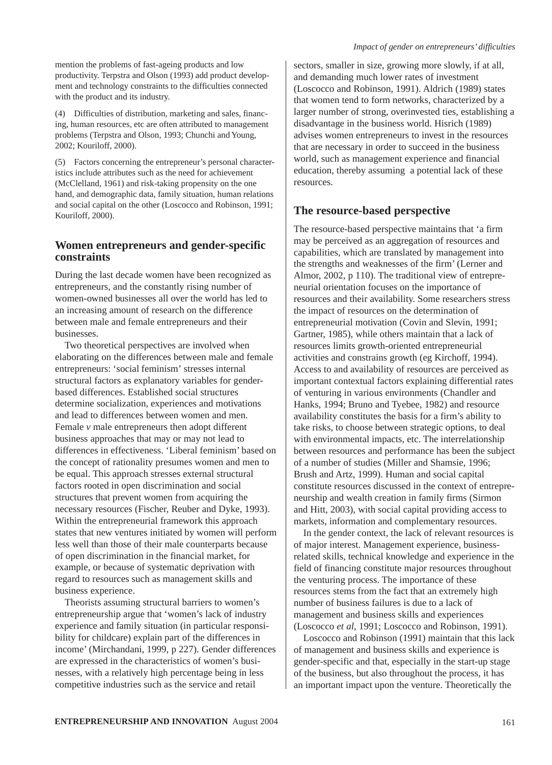mention the problems of fast-ageing products and low productivity. Terpstra and Olson (1993) add product development and technology constraints to the difficulties connected with the product and its industry.

(4) Difficulties of distribution, marketing and sales, financing, human resources, etc are often attributed to management problems (Terpstra and Olson, 1993; Chunchi and Young, 2002; Kouriloff, 2000).

(5) Factors concerning the entrepreneur's personal characteristics include attributes such as the need for achievement (McClelland, 1961) and risk-taking propensity on the one hand, and demographic data, family situation, human relations and social capital on the other (Loscocco and Robinson, 1991; Kouriloff, 2000).

## Women entrepreneurs and gender-specific constraints

During the last decade women have been recognized as entrepreneurs, and the constantly rising number of women-owned businesses all over the world has led to an increasing amount of research on the difference between male and female entrepreneurs and their businesses.

Two theoretical perspectives are involved when elaborating on the differences between male and female entrepreneurs: 'social feminism' stresses internal structural factors as explanatory variables for gender-based differences. Established social structures determine socialization, experiences and motivations and lead to differences between women and men. Female *v* male entrepreneurs then adopt different business approaches that may or may not lead to differences in effectiveness. 'Liberal feminism' based on the concept of rationality presumes women and men to be equal. This approach stresses external structural factors rooted in open discrimination and social structures that prevent women from acquiring the necessary resources (Fischer, Reuber and Dyke, 1993). Within the entrepreneurial framework this approach states that new ventures initiated by women will perform less well than those of their male counterparts because of open discrimination in the financial market, for example, or because of systematic deprivation with regard to resources such as management skills and business experience.

Theorists assuming structural barriers to women's entrepreneurship argue that 'women's lack of industry experience and family situation (in particular responsibility for childcare) explain part of the differences in income' (Mirchandani, 1999, p 227). Gender differences are expressed in the characteristics of women's businesses, with a relatively high percentage being in less competitive industries such as the service and retail sectors, smaller in size, growing more slowly, if at all, and demanding much lower rates of investment (Loscocco and Robinson, 1991). Aldrich (1989) states that women tend to form networks, characterized by a larger number of strong, overinvested ties, establishing a disadvantage in the business world. Hisrich (1989) advises women entrepreneurs to invest in the resources that are necessary in order to succeed in the business world, such as management experience and financial education, thereby assuming a potential lack of these resources.

## The resource-based perspective

The resource-based perspective maintains that 'a firm may be perceived as an aggregation of resources and capabilities, which are translated by management into the strengths and weaknesses of the firm' (Lerner and Almor, 2002, p 110). The traditional view of entrepreneurial orientation focuses on the importance of resources and their availability. Some researchers stress the impact of resources on the determination of entrepreneurial motivation (Covin and Slevin, 1991; Gartner, 1985), while others maintain that a lack of resources limits growth-oriented entrepreneurial activities and constrains growth (eg Kirchoff, 1994). Access to and availability of resources are perceived as important contextual factors explaining differential rates of venturing in various environments (Chandler and Hanks, 1994; Bruno and Tyebee, 1982) and resource availability constitutes the basis for a firm's ability to take risks, to choose between strategic options, to deal with environmental impacts, etc. The interrelationship between resources and performance has been the subject of a number of studies (Miller and Shamsie, 1996; Brush and Artz, 1999). Human and social capital constitute resources discussed in the context of entrepreneurship and wealth creation in family firms (Sirmon and Hitt, 2003), with social capital providing access to markets, information and complementary resources.

In the gender context, the lack of relevant resources is of major interest. Management experience, business-related skills, technical knowledge and experience in the field of financing constitute major resources throughout the venturing process. The importance of these resources stems from the fact that an extremely high number of business failures is due to a lack of management and business skills and experiences (Loscocco *et al*, 1991; Loscocco and Robinson, 1991).

Loscocco and Robinson (1991) maintain that this lack of management and business skills and experience is gender-specific and that, especially in the start-up stage of the business, but also throughout the process, it has an important impact upon the venture. Theoretically the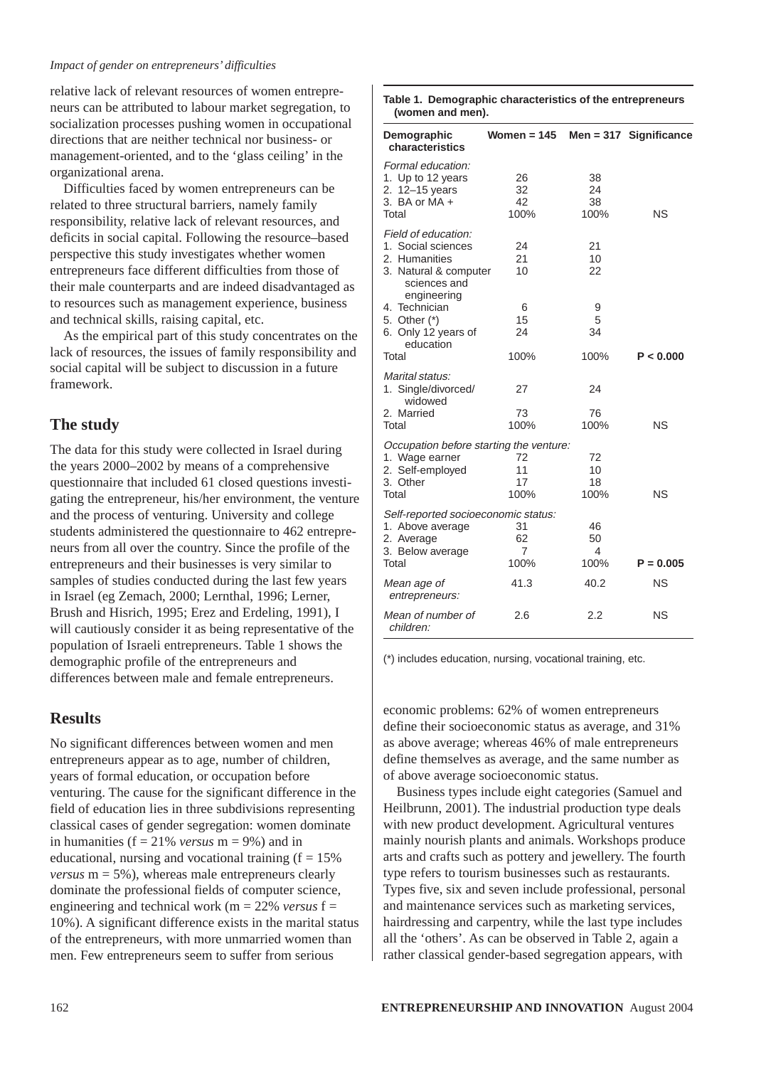relative lack of relevant resources of women entrepreneurs can be attributed to labour market segregation, to socialization processes pushing women in occupational directions that are neither technical nor business- or management-oriented, and to the 'glass ceiling' in the organizational arena.

Difficulties faced by women entrepreneurs can be related to three structural barriers, namely family responsibility, relative lack of relevant resources, and deficits in social capital. Following the resource–based perspective this study investigates whether women entrepreneurs face different difficulties from those of their male counterparts and are indeed disadvantaged as to resources such as management experience, business and technical skills, raising capital, etc.

As the empirical part of this study concentrates on the lack of resources, the issues of family responsibility and social capital will be subject to discussion in a future framework.

## The study

The data for this study were collected in Israel during the years 2000–2002 by means of a comprehensive questionnaire that included 61 closed questions investigating the entrepreneur, his/her environment, the venture and the process of venturing. University and college students administered the questionnaire to 462 entrepreneurs from all over the country. Since the profile of the entrepreneurs and their businesses is very similar to samples of studies conducted during the last few years in Israel (eg Zemach, 2000; Lernthal, 1996; Lerner, Brush and Hisrich, 1995; Erez and Erdeling, 1991), I will cautiously consider it as being representative of the population of Israeli entrepreneurs. Table 1 shows the demographic profile of the entrepreneurs and differences between male and female entrepreneurs.

**Table 1. Demographic characteristics of the entrepreneurs (women and men).**

| Demographic characteristics | Women = 145 | Men = 317 | Significance |
|---|---|---|---|
| *Formal education:* | | | |
| 1. Up to 12 years | 26 | 38 | |
| 2. 12–15 years | 32 | 24 | |
| 3. BA or MA + | 42 | 38 | |
| Total | 100% | 100% | NS |
| *Field of education:* | | | |
| 1. Social sciences | 24 | 21 | |
| 2. Humanities | 21 | 10 | |
| 3. Natural & computer sciences and engineering | 10 | 22 | |
| 4. Technician | 6 | 9 | |
| 5. Other (*) | 15 | 5 | |
| 6. Only 12 years of education | 24 | 34 | |
| Total | 100% | 100% | **P < 0.000** |
| *Marital status:* | | | |
| 1. Single/divorced/widowed | 27 | 24 | |
| 2. Married | 73 | 76 | |
| Total | 100% | 100% | NS |
| *Occupation before starting the venture:* | | | |
| 1. Wage earner | 72 | 72 | |
| 2. Self-employed | 11 | 10 | |
| 3. Other | 17 | 18 | |
| Total | 100% | 100% | NS |
| *Self-reported socioeconomic status:* | | | |
| 1. Above average | 31 | 46 | |
| 2. Average | 62 | 50 | |
| 3. Below average | 7 | 4 | |
| Total | 100% | 100% | **P = 0.005** |
| *Mean age of entrepreneurs:* | 41.3 | 40.2 | NS |
| *Mean of number of children:* | 2.6 | 2.2 | NS |

(*) includes education, nursing, vocational training, etc.

## Results

No significant differences between women and men entrepreneurs appear as to age, number of children, years of formal education, or occupation before venturing. The cause for the significant difference in the field of education lies in three subdivisions representing classical cases of gender segregation: women dominate in humanities (f = 21% *versus* m = 9%) and in educational, nursing and vocational training (f = 15% *versus* m = 5%), whereas male entrepreneurs clearly dominate the professional fields of computer science, engineering and technical work (m = 22% *versus* f = 10%). A significant difference exists in the marital status of the entrepreneurs, with more unmarried women than men. Few entrepreneurs seem to suffer from serious economic problems: 62% of women entrepreneurs define their socioeconomic status as average, and 31% as above average; whereas 46% of male entrepreneurs define themselves as average, and the same number as of above average socioeconomic status.

Business types include eight categories (Samuel and Heilbrunn, 2001). The industrial production type deals with new product development. Agricultural ventures mainly nourish plants and animals. Workshops produce arts and crafts such as pottery and jewellery. The fourth type refers to tourism businesses such as restaurants. Types five, six and seven include professional, personal and maintenance services such as marketing services, hairdressing and carpentry, while the last type includes all the 'others'. As can be observed in Table 2, again a rather classical gender-based segregation appears, with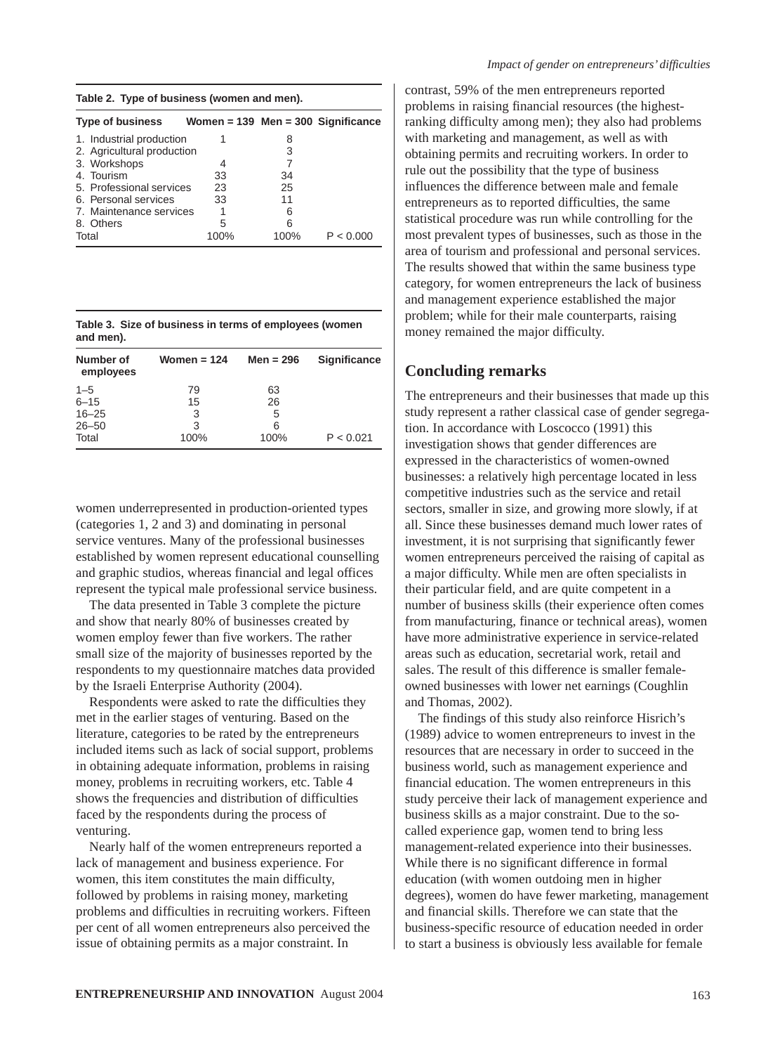**Table 2. Type of business (women and men).**

| Type of business | Women = 139 | Men = 300 | Significance |
|---|---|---|---|
| 1. Industrial production | 1 | 8 | |
| 2. Agricultural production | | 3 | |
| 3. Workshops | 4 | 7 | |
| 4. Tourism | 33 | 34 | |
| 5. Professional services | 23 | 25 | |
| 6. Personal services | 33 | 11 | |
| 7. Maintenance services | 1 | 6 | |
| 8. Others | 5 | 6 | |
| Total | 100% | 100% | P < 0.000 |

**Table 3. Size of business in terms of employees (women and men).**

| Number of employees | Women = 124 | Men = 296 | Significance |
|---|---|---|---|
| 1–5 | 79 | 63 | |
| 6–15 | 15 | 26 | |
| 16–25 | 3 | 5 | |
| 26–50 | 3 | 6 | |
| Total | 100% | 100% | P < 0.021 |

women underrepresented in production-oriented types (categories 1, 2 and 3) and dominating in personal service ventures. Many of the professional businesses established by women represent educational counselling and graphic studios, whereas financial and legal offices represent the typical male professional service business.

The data presented in Table 3 complete the picture and show that nearly 80% of businesses created by women employ fewer than five workers. The rather small size of the majority of businesses reported by the respondents to my questionnaire matches data provided by the Israeli Enterprise Authority (2004).

Respondents were asked to rate the difficulties they met in the earlier stages of venturing. Based on the literature, categories to be rated by the entrepreneurs included items such as lack of social support, problems in obtaining adequate information, problems in raising money, problems in recruiting workers, etc. Table 4 shows the frequencies and distribution of difficulties faced by the respondents during the process of venturing.

Nearly half of the women entrepreneurs reported a lack of management and business experience. For women, this item constitutes the main difficulty, followed by problems in raising money, marketing problems and difficulties in recruiting workers. Fifteen per cent of all women entrepreneurs also perceived the issue of obtaining permits as a major constraint. In contrast, 59% of the men entrepreneurs reported problems in raising financial resources (the highest-ranking difficulty among men); they also had problems with marketing and management, as well as with obtaining permits and recruiting workers. In order to rule out the possibility that the type of business influences the difference between male and female entrepreneurs as to reported difficulties, the same statistical procedure was run while controlling for the most prevalent types of businesses, such as those in the area of tourism and professional and personal services. The results showed that within the same business type category, for women entrepreneurs the lack of business and management experience established the major problem; while for their male counterparts, raising money remained the major difficulty.

## Concluding remarks

The entrepreneurs and their businesses that made up this study represent a rather classical case of gender segregation. In accordance with Loscocco (1991) this investigation shows that gender differences are expressed in the characteristics of women-owned businesses: a relatively high percentage located in less competitive industries such as the service and retail sectors, smaller in size, and growing more slowly, if at all. Since these businesses demand much lower rates of investment, it is not surprising that significantly fewer women entrepreneurs perceived the raising of capital as a major difficulty. While men are often specialists in their particular field, and are quite competent in a number of business skills (their experience often comes from manufacturing, finance or technical areas), women have more administrative experience in service-related areas such as education, secretarial work, retail and sales. The result of this difference is smaller female-owned businesses with lower net earnings (Coughlin and Thomas, 2002).

The findings of this study also reinforce Hisrich's (1989) advice to women entrepreneurs to invest in the resources that are necessary in order to succeed in the business world, such as management experience and financial education. The women entrepreneurs in this study perceive their lack of management experience and business skills as a major constraint. Due to the so-called experience gap, women tend to bring less management-related experience into their businesses. While there is no significant difference in formal education (with women outdoing men in higher degrees), women do have fewer marketing, management and financial skills. Therefore we can state that the business-specific resource of education needed in order to start a business is obviously less available for female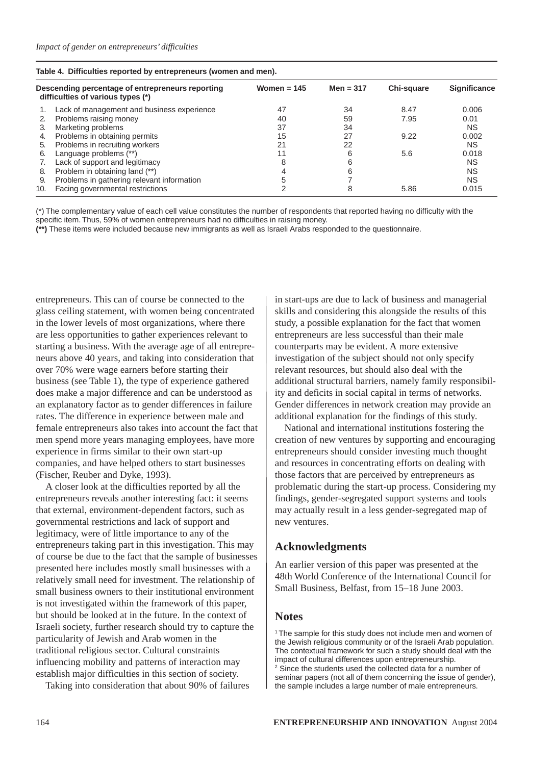**Table 4. Difficulties reported by entrepreneurs (women and men).**

| Descending percentage of entrepreneurs reporting difficulties of various types (*) | Women = 145 | Men = 317 | Chi-square | Significance |
|---|---|---|---|---|
| 1. Lack of management and business experience | 47 | 34 | 8.47 | 0.006 |
| 2. Problems raising money | 40 | 59 | 7.95 | 0.01 |
| 3. Marketing problems | 37 | 34 | | NS |
| 4. Problems in obtaining permits | 15 | 27 | 9.22 | 0.002 |
| 5. Problems in recruiting workers | 21 | 22 | | NS |
| 6. Language problems (**) | 11 | 6 | 5.6 | 0.018 |
| 7. Lack of support and legitimacy | 8 | 6 | | NS |
| 8. Problem in obtaining land (**) | 4 | 6 | | NS |
| 9. Problems in gathering relevant information | 5 | 7 | | NS |
| 10. Facing governmental restrictions | 2 | 8 | 5.86 | 0.015 |

(*) The complementary value of each cell value constitutes the number of respondents that reported having no difficulty with the specific item. Thus, 59% of women entrepreneurs had no difficulties in raising money.

**(**)** These items were included because new immigrants as well as Israeli Arabs responded to the questionnaire.

entrepreneurs. This can of course be connected to the glass ceiling statement, with women being concentrated in the lower levels of most organizations, where there are less opportunities to gather experiences relevant to starting a business. With the average age of all entrepreneurs above 40 years, and taking into consideration that over 70% were wage earners before starting their business (see Table 1), the type of experience gathered does make a major difference and can be understood as an explanatory factor as to gender differences in failure rates. The difference in experience between male and female entrepreneurs also takes into account the fact that men spend more years managing employees, have more experience in firms similar to their own start-up companies, and have helped others to start businesses (Fischer, Reuber and Dyke, 1993).

A closer look at the difficulties reported by all the entrepreneurs reveals another interesting fact: it seems that external, environment-dependent factors, such as governmental restrictions and lack of support and legitimacy, were of little importance to any of the entrepreneurs taking part in this investigation. This may of course be due to the fact that the sample of businesses presented here includes mostly small businesses with a relatively small need for investment. The relationship of small business owners to their institutional environment is not investigated within the framework of this paper, but should be looked at in the future. In the context of Israeli society, further research should try to capture the particularity of Jewish and Arab women in the traditional religious sector. Cultural constraints influencing mobility and patterns of interaction may establish major difficulties in this section of society.

Taking into consideration that about 90% of failures in start-ups are due to lack of business and managerial skills and considering this alongside the results of this study, a possible explanation for the fact that women entrepreneurs are less successful than their male counterparts may be evident. A more extensive investigation of the subject should not only specify relevant resources, but should also deal with the additional structural barriers, namely family responsibility and deficits in social capital in terms of networks. Gender differences in network creation may provide an additional explanation for the findings of this study.

National and international institutions fostering the creation of new ventures by supporting and encouraging entrepreneurs should consider investing much thought and resources in concentrating efforts on dealing with those factors that are perceived by entrepreneurs as problematic during the start-up process. Considering my findings, gender-segregated support systems and tools may actually result in a less gender-segregated map of new ventures.

## Acknowledgments

An earlier version of this paper was presented at the 48th World Conference of the International Council for Small Business, Belfast, from 15–18 June 2003.

## Notes

[1] The sample for this study does not include men and women of the Jewish religious community or of the Israeli Arab population. The contextual framework for such a study should deal with the impact of cultural differences upon entrepreneurship.

[2] Since the students used the collected data for a number of seminar papers (not all of them concerning the issue of gender), the sample includes a large number of male entrepreneurs.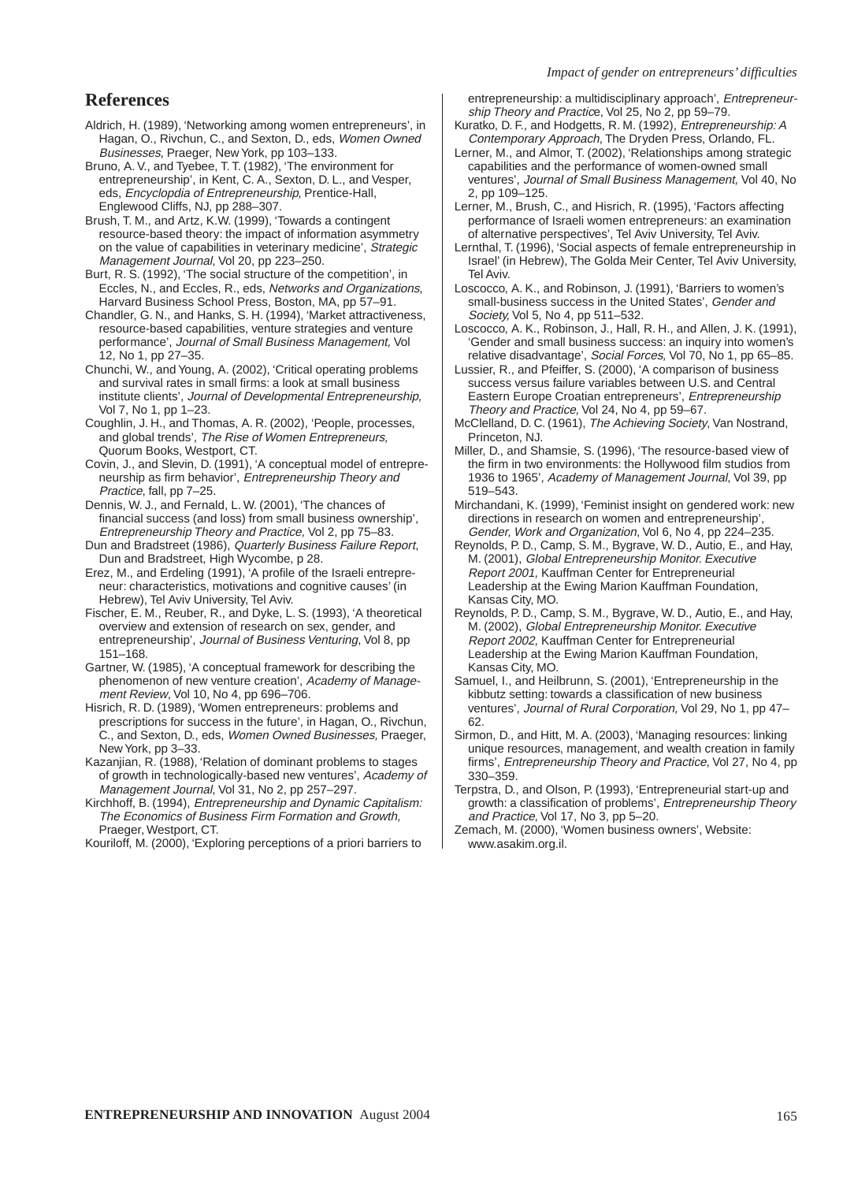## References

Aldrich, H. (1989), 'Networking among women entrepreneurs', in Hagan, O., Rivchun, C., and Sexton, D., eds, *Women Owned Businesses,* Praeger, New York, pp 103–133.

Bruno, A. V., and Tyebee, T. T. (1982), 'The environment for entrepreneurship', in Kent, C. A., Sexton, D. L., and Vesper, eds, *Encyclopdia of Entrepreneurship,* Prentice-Hall, Englewood Cliffs, NJ, pp 288–307.

Brush, T. M., and Artz, K.W. (1999), 'Towards a contingent resource-based theory: the impact of information asymmetry on the value of capabilities in veterinary medicine', *Strategic Management Journal*, Vol 20, pp 223–250.

Burt, R. S. (1992), 'The social structure of the competition', in Eccles, N., and Eccles, R., eds, *Networks and Organizations*, Harvard Business School Press, Boston, MA, pp 57–91.

Chandler, G. N., and Hanks, S. H. (1994), 'Market attractiveness, resource-based capabilities, venture strategies and venture performance', *Journal of Small Business Management,* Vol 12, No 1, pp 27–35.

Chunchi, W., and Young, A. (2002), 'Critical operating problems and survival rates in small firms: a look at small business institute clients', *Journal of Developmental Entrepreneurship,* Vol 7, No 1, pp 1–23.

Coughlin, J. H., and Thomas, A. R. (2002), 'People, processes, and global trends', *The Rise of Women Entrepreneurs,* Quorum Books, Westport, CT.

Covin, J., and Slevin, D. (1991), 'A conceptual model of entrepreneurship as firm behavior', *Entrepreneurship Theory and Practice,* fall, pp 7–25.

Dennis, W. J., and Fernald, L. W. (2001), 'The chances of financial success (and loss) from small business ownership', *Entrepreneurship Theory and Practice,* Vol 2, pp 75–83.

Dun and Bradstreet (1986), *Quarterly Business Failure Report*, Dun and Bradstreet, High Wycombe, p 28.

Erez, M., and Erdeling (1991), 'A profile of the Israeli entrepreneur: characteristics, motivations and cognitive causes' (in Hebrew), Tel Aviv University, Tel Aviv.

Fischer, E. M., Reuber, R., and Dyke, L. S. (1993), 'A theoretical overview and extension of research on sex, gender, and entrepreneurship', *Journal of Business Venturing*, Vol 8, pp 151–168.

Gartner, W. (1985), 'A conceptual framework for describing the phenomenon of new venture creation', *Academy of Management Review*, Vol 10, No 4, pp 696–706.

Hisrich, R. D. (1989), 'Women entrepreneurs: problems and prescriptions for success in the future', in Hagan, O., Rivchun, C., and Sexton, D., eds, *Women Owned Businesses,* Praeger, New York, pp 3–33.

Kazanjian, R. (1988), 'Relation of dominant problems to stages of growth in technologically-based new ventures', *Academy of Management Journal*, Vol 31, No 2, pp 257–297.

Kirchhoff, B. (1994), *Entrepreneurship and Dynamic Capitalism: The Economics of Business Firm Formation and Growth,* Praeger, Westport, CT.

Kouriloff, M. (2000), 'Exploring perceptions of a priori barriers to entrepreneurship: a multidisciplinary approach', *Entrepreneurship Theory and Practice*, Vol 25, No 2, pp 59–79.

Kuratko, D. F., and Hodgetts, R. M. (1992), *Entrepreneurship: A Contemporary Approach*, The Dryden Press, Orlando, FL.

Lerner, M., and Almor, T. (2002), 'Relationships among strategic capabilities and the performance of women-owned small ventures', *Journal of Small Business Management,* Vol 40, No 2, pp 109–125.

Lerner, M., Brush, C., and Hisrich, R. (1995), 'Factors affecting performance of Israeli women entrepreneurs: an examination of alternative perspectives', Tel Aviv University, Tel Aviv.

Lernthal, T. (1996), 'Social aspects of female entrepreneurship in Israel' (in Hebrew), The Golda Meir Center, Tel Aviv University, Tel Aviv.

Loscocco, A. K., and Robinson, J. (1991), 'Barriers to women's small-business success in the United States', *Gender and Society,* Vol 5, No 4, pp 511–532.

Loscocco, A. K., Robinson, J., Hall, R. H., and Allen, J. K. (1991), 'Gender and small business success: an inquiry into women's relative disadvantage', *Social Forces,* Vol 70, No 1, pp 65–85.

Lussier, R., and Pfeiffer, S. (2000), 'A comparison of business success versus failure variables between U.S. and Central Eastern Europe Croatian entrepreneurs', *Entrepreneurship Theory and Practice,* Vol 24, No 4, pp 59–67.

McClelland, D. C. (1961), *The Achieving Society*, Van Nostrand, Princeton, NJ.

Miller, D., and Shamsie, S. (1996), 'The resource-based view of the firm in two environments: the Hollywood film studios from 1936 to 1965', *Academy of Management Journal*, Vol 39, pp 519–543.

Mirchandani, K. (1999), 'Feminist insight on gendered work: new directions in research on women and entrepreneurship', *Gender, Work and Organization*, Vol 6, No 4, pp 224–235.

Reynolds, P. D., Camp, S. M., Bygrave, W. D., Autio, E., and Hay, M. (2001), *Global Entrepreneurship Monitor. Executive Report 2001,* Kauffman Center for Entrepreneurial Leadership at the Ewing Marion Kauffman Foundation, Kansas City, MO.

Reynolds, P. D., Camp, S. M., Bygrave, W. D., Autio, E., and Hay, M. (2002), *Global Entrepreneurship Monitor. Executive Report 2002,* Kauffman Center for Entrepreneurial Leadership at the Ewing Marion Kauffman Foundation, Kansas City, MO.

Samuel, I., and Heilbrunn, S. (2001), 'Entrepreneurship in the kibbutz setting: towards a classification of new business ventures', *Journal of Rural Corporation,* Vol 29, No 1, pp 47–62.

Sirmon, D., and Hitt, M. A. (2003), 'Managing resources: linking unique resources, management, and wealth creation in family firms', *Entrepreneurship Theory and Practice*, Vol 27, No 4, pp 330–359.

Terpstra, D., and Olson, P. (1993), 'Entrepreneurial start-up and growth: a classification of problems', *Entrepreneurship Theory and Practice,* Vol 17, No 3, pp 5–20.

Zemach, M. (2000), 'Women business owners', Website: www.asakim.org.il.